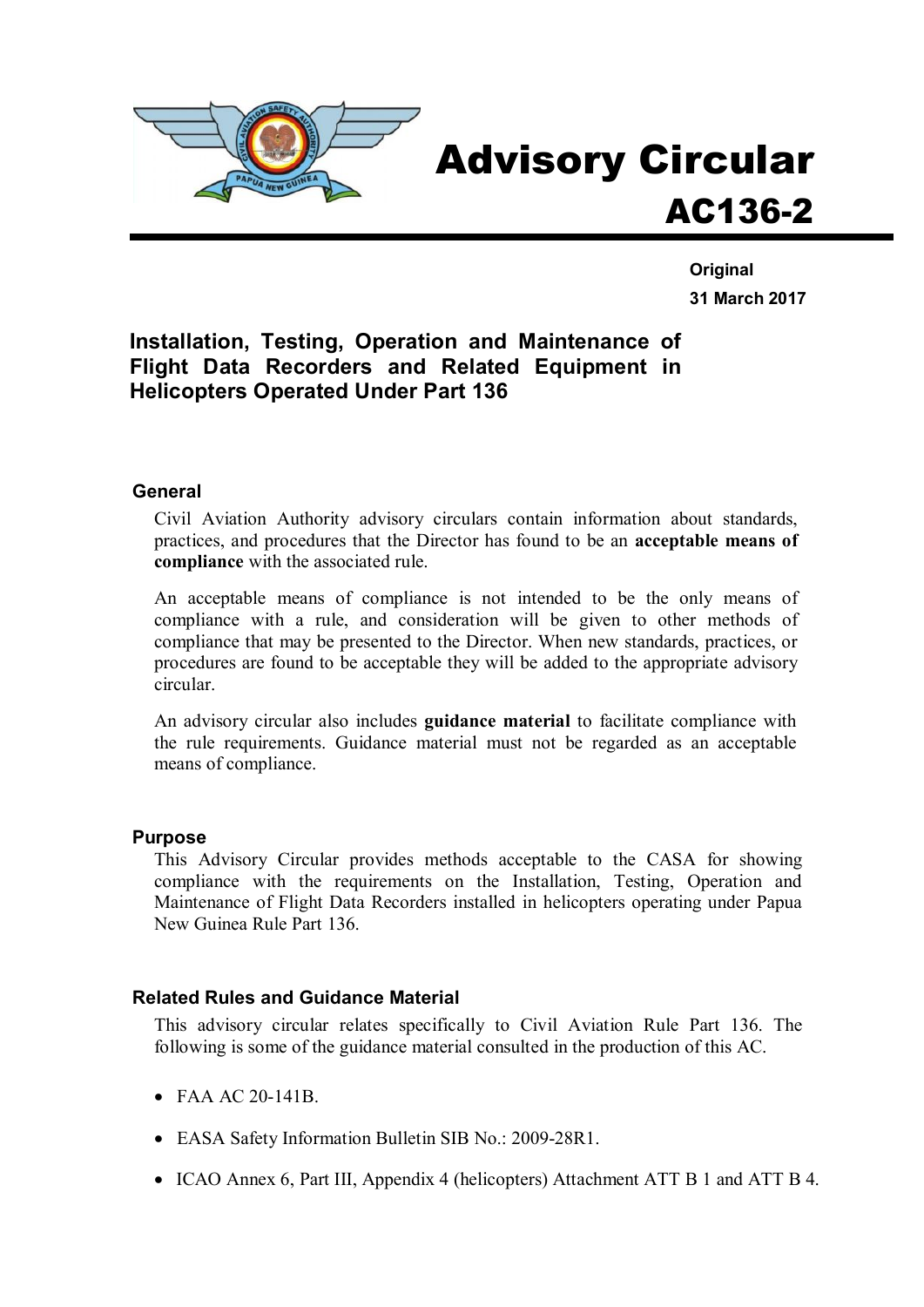# Advisory Circular

# AC136-2

**Original**

**31 March 2017**

## Installation, Testing, Operation and Maintenance of Flight Data Recorders and Related Equipment in Helicopters Operated Under Part 136

### General

Civil Aviation Authority advisory circulars contain information about standards, practices, and procedures that the Director has found to be an **acceptable means of compliance** with the associated rule.

An acceptable means of compliance is not intended to be the only means of compliance with a rule, and consideration will be given to other methods of compliance that may be presented to the Director. When new standards, practices, or procedures are found to be acceptable they will be added to the appropriate advisory circular.

An advisory circular also includes **guidance material** to facilitate compliance with the rule requirements. Guidance material must not be regarded as an acceptable means of compliance.

### Purpose

This Advisory Circular provides methods acceptable to the CASA for showing compliance with the requirements on the Installation, Testing, Operation and Maintenance of Flight Data Recorders installed in helicopters operating under Papua New Guinea Rule Part 136.

### Related Rules and Guidance Material

This advisory circular relates specifically to Civil Aviation Rule Part 136. The following is some of the guidance material consulted in the production of this AC.

- FAA AC 20-141B.
- EASA Safety Information Bulletin SIB No.: 2009-28R1.
- ICAO Annex 6, Part III, Appendix 4 (helicopters) Attachment ATT B 1 and ATT B 4.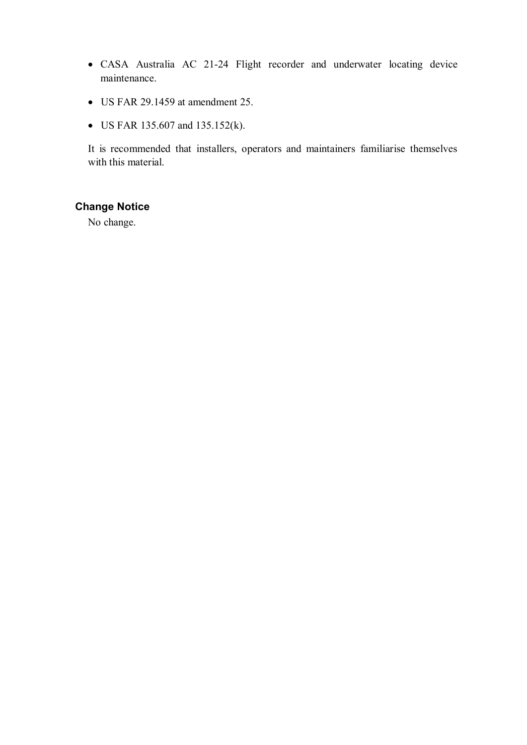- CASA Australia AC 21-24 Flight recorder and underwater locating device maintenance.
- US FAR 29.1459 at amendment 25.
- US FAR 135.607 and 135.152(k).

It is recommended that installers, operators and maintainers familiarise themselves with this material.

## Change Notice

No change.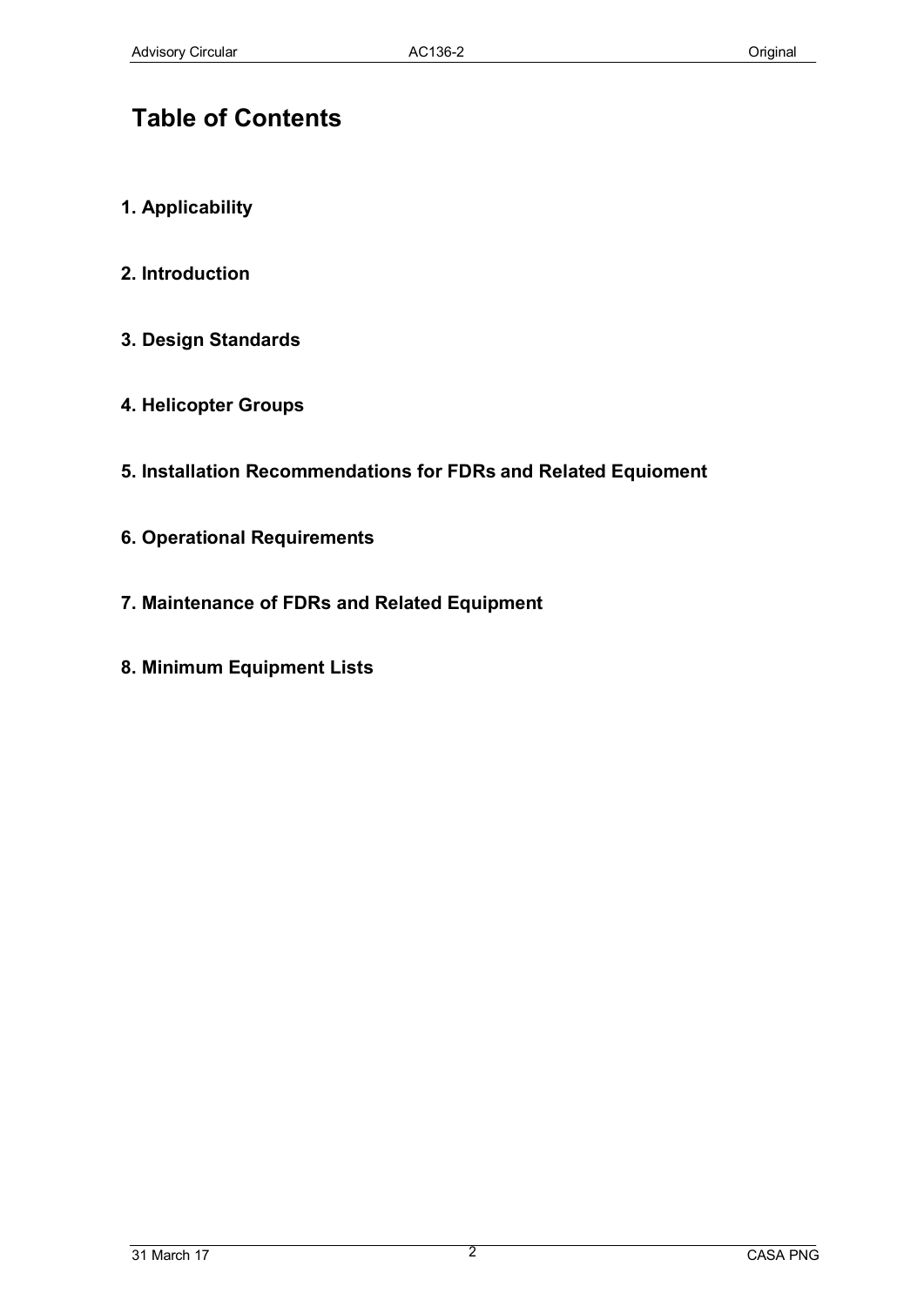# Table of Contents

**1. Applicability**

**2. Introduction**

**3. Design Standards**

**4. Helicopter Groups**

**5. Installation Recommendations for FDRs and Related Equioment**

**6. Operational Requirements**

**7. Maintenance of FDRs and Related Equipment**

**8. Minimum Equipment Lists**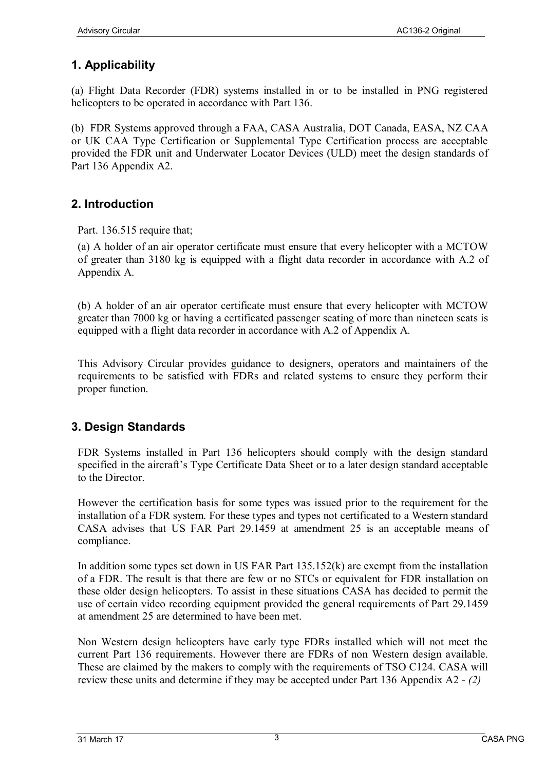## 1. Applicability

(a) Flight Data Recorder (FDR) systems installed in or to be installed in PNG registered helicopters to be operated in accordance with Part 136.

(b) FDR Systems approved through a FAA, CASA Australia, DOT Canada, EASA, NZ CAA or UK CAA Type Certification or Supplemental Type Certification process are acceptable provided the FDR unit and Underwater Locator Devices (ULD) meet the design standards of Part 136 Appendix A2.

## 2. Introduction

Part. 136.515 require that;

(a) A holder of an air operator certificate must ensure that every helicopter with a MCTOW of greater than 3180 kg is equipped with a flight data recorder in accordance with A.2 of Appendix A.

(b) A holder of an air operator certificate must ensure that every helicopter with MCTOW greater than 7000 kg or having a certificated passenger seating of more than nineteen seats is equipped with a flight data recorder in accordance with A.2 of Appendix A.

This Advisory Circular provides guidance to designers, operators and maintainers of the requirements to be satisfied with FDRs and related systems to ensure they perform their proper function.

## 3. Design Standards

FDR Systems installed in Part 136 helicopters should comply with the design standard specified in the aircraft's Type Certificate Data Sheet or to a later design standard acceptable to the Director.

However the certification basis for some types was issued prior to the requirement for the installation of a FDR system. For these types and types not certificated to a Western standard CASA advises that US FAR Part 29.1459 at amendment 25 is an acceptable means of compliance.

In addition some types set down in US FAR Part 135.152(k) are exempt from the installation of a FDR. The result is that there are few or no STCs or equivalent for FDR installation on these older design helicopters. To assist in these situations CASA has decided to permit the use of certain video recording equipment provided the general requirements of Part 29.1459 at amendment 25 are determined to have been met.

Non Western design helicopters have early type FDRs installed which will not meet the current Part 136 requirements. However there are FDRs of non Western design available. These are claimed by the makers to comply with the requirements of TSO C124. CASA will review these units and determine if they may be accepted under Part 136 Appendix A2 - *(2)*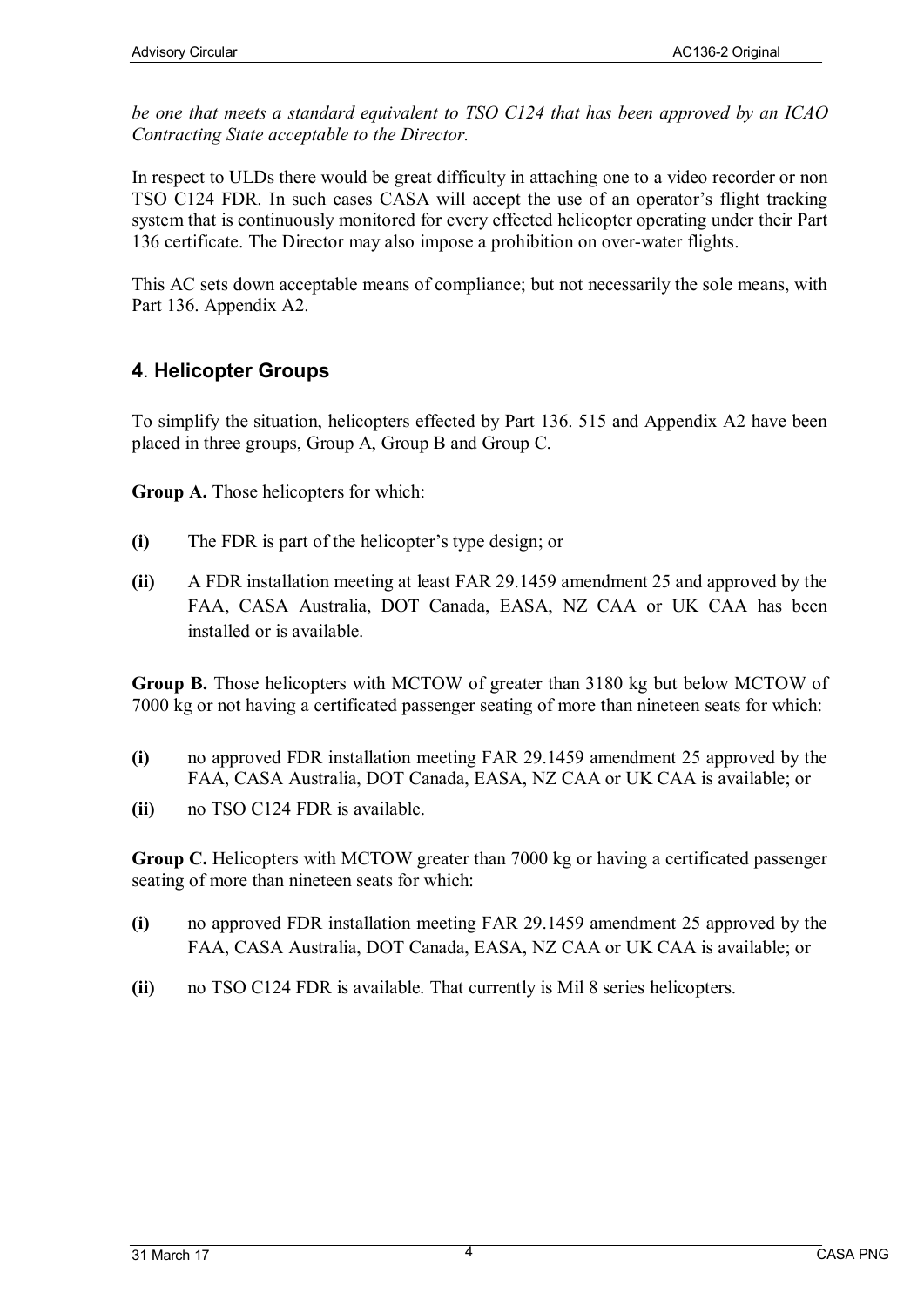*be one that meets a standard equivalent to TSO C124 that has been approved by an ICAO Contracting State acceptable to the Director.*

In respect to ULDs there would be great difficulty in attaching one to a video recorder or non TSO C124 FDR. In such cases CASA will accept the use of an operator's flight tracking system that is continuously monitored for every effected helicopter operating under their Part 136 certificate. The Director may also impose a prohibition on over-water flights.

This AC sets down acceptable means of compliance; but not necessarily the sole means, with Part 136. Appendix A2.

## 4. Helicopter Groups

To simplify the situation, helicopters effected by Part 136. 515 and Appendix A2 have been placed in three groups, Group A, Group B and Group C.

**Group A.** Those helicopters for which:

**(i)** The FDR is part of the helicopter's type design; or

**(ii)** A FDR installation meeting at least FAR 29.1459 amendment 25 and approved by the FAA, CASA Australia, DOT Canada, EASA, NZ CAA or UK CAA has been installed or is available.

**Group B.** Those helicopters with MCTOW of greater than 3180 kg but below MCTOW of 7000 kg or not having a certificated passenger seating of more than nineteen seats for which:

**(i)** no approved FDR installation meeting FAR 29.1459 amendment 25 approved by the FAA, CASA Australia, DOT Canada, EASA, NZ CAA or UK CAA is available; or

**(ii)** no TSO C124 FDR is available.

**Group C.** Helicopters with MCTOW greater than 7000 kg or having a certificated passenger seating of more than nineteen seats for which:

**(i)** no approved FDR installation meeting FAR 29.1459 amendment 25 approved by the FAA, CASA Australia, DOT Canada, EASA, NZ CAA or UK CAA is available; or

**(ii)** no TSO C124 FDR is available. That currently is Mil 8 series helicopters.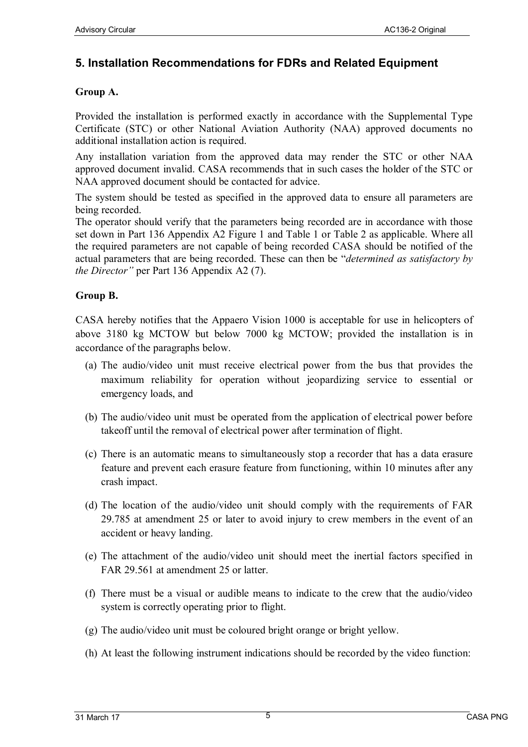## 5. Installation Recommendations for FDRs and Related Equipment

### Group A.

Provided the installation is performed exactly in accordance with the Supplemental Type Certificate (STC) or other National Aviation Authority (NAA) approved documents no additional installation action is required.

Any installation variation from the approved data may render the STC or other NAA approved document invalid. CASA recommends that in such cases the holder of the STC or NAA approved document should be contacted for advice.

The system should be tested as specified in the approved data to ensure all parameters are being recorded.

The operator should verify that the parameters being recorded are in accordance with those set down in Part 136 Appendix A2 Figure 1 and Table 1 or Table 2 as applicable. Where all the required parameters are not capable of being recorded CASA should be notified of the actual parameters that are being recorded. These can then be "*determined as satisfactory by the Director"* per Part 136 Appendix A2 (7).

### Group B.

CASA hereby notifies that the Appaero Vision 1000 is acceptable for use in helicopters of above 3180 kg MCTOW but below 7000 kg MCTOW; provided the installation is in accordance of the paragraphs below.

(a) The audio/video unit must receive electrical power from the bus that provides the maximum reliability for operation without jeopardizing service to essential or emergency loads, and

(b) The audio/video unit must be operated from the application of electrical power before takeoff until the removal of electrical power after termination of flight.

(c) There is an automatic means to simultaneously stop a recorder that has a data erasure feature and prevent each erasure feature from functioning, within 10 minutes after any crash impact.

(d) The location of the audio/video unit should comply with the requirements of FAR 29.785 at amendment 25 or later to avoid injury to crew members in the event of an accident or heavy landing.

(e) The attachment of the audio/video unit should meet the inertial factors specified in FAR 29.561 at amendment 25 or latter.

(f) There must be a visual or audible means to indicate to the crew that the audio/video system is correctly operating prior to flight.

(g) The audio/video unit must be coloured bright orange or bright yellow.

(h) At least the following instrument indications should be recorded by the video function: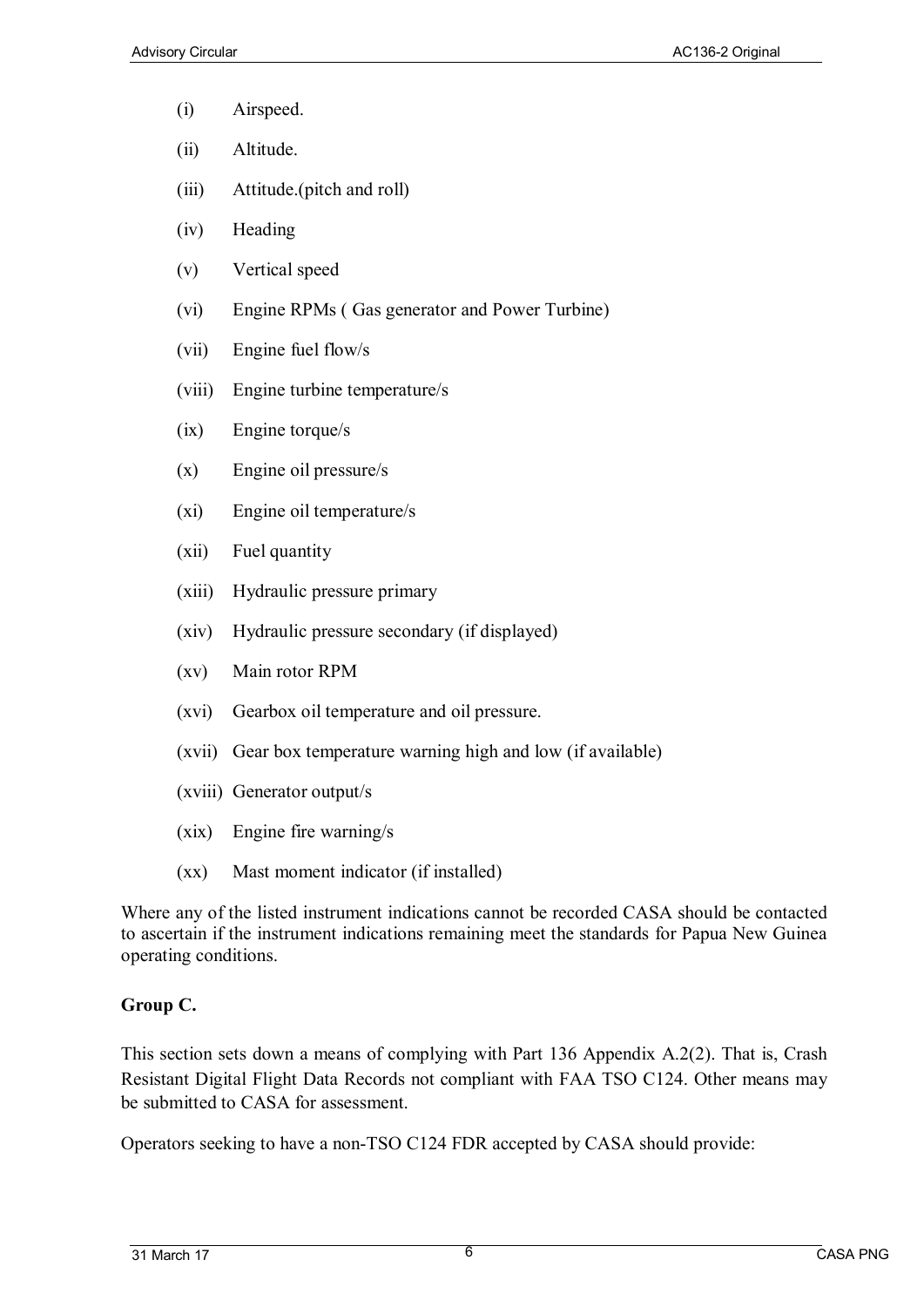(i) Airspeed.

(ii) Altitude.

(iii) Attitude.(pitch and roll)

(iv) Heading

(v) Vertical speed

(vi) Engine RPMs ( Gas generator and Power Turbine)

(vii) Engine fuel flow/s

(viii) Engine turbine temperature/s

(ix) Engine torque/s

(x) Engine oil pressure/s

(xi) Engine oil temperature/s

(xii) Fuel quantity

(xiii) Hydraulic pressure primary

(xiv) Hydraulic pressure secondary (if displayed)

(xv) Main rotor RPM

(xvi) Gearbox oil temperature and oil pressure.

(xvii) Gear box temperature warning high and low (if available)

(xviii) Generator output/s

(xix) Engine fire warning/s

(xx) Mast moment indicator (if installed)

Where any of the listed instrument indications cannot be recorded CASA should be contacted to ascertain if the instrument indications remaining meet the standards for Papua New Guinea operating conditions.

**Group C.**

This section sets down a means of complying with Part 136 Appendix A.2(2). That is, Crash Resistant Digital Flight Data Records not compliant with FAA TSO C124. Other means may be submitted to CASA for assessment.

Operators seeking to have a non-TSO C124 FDR accepted by CASA should provide: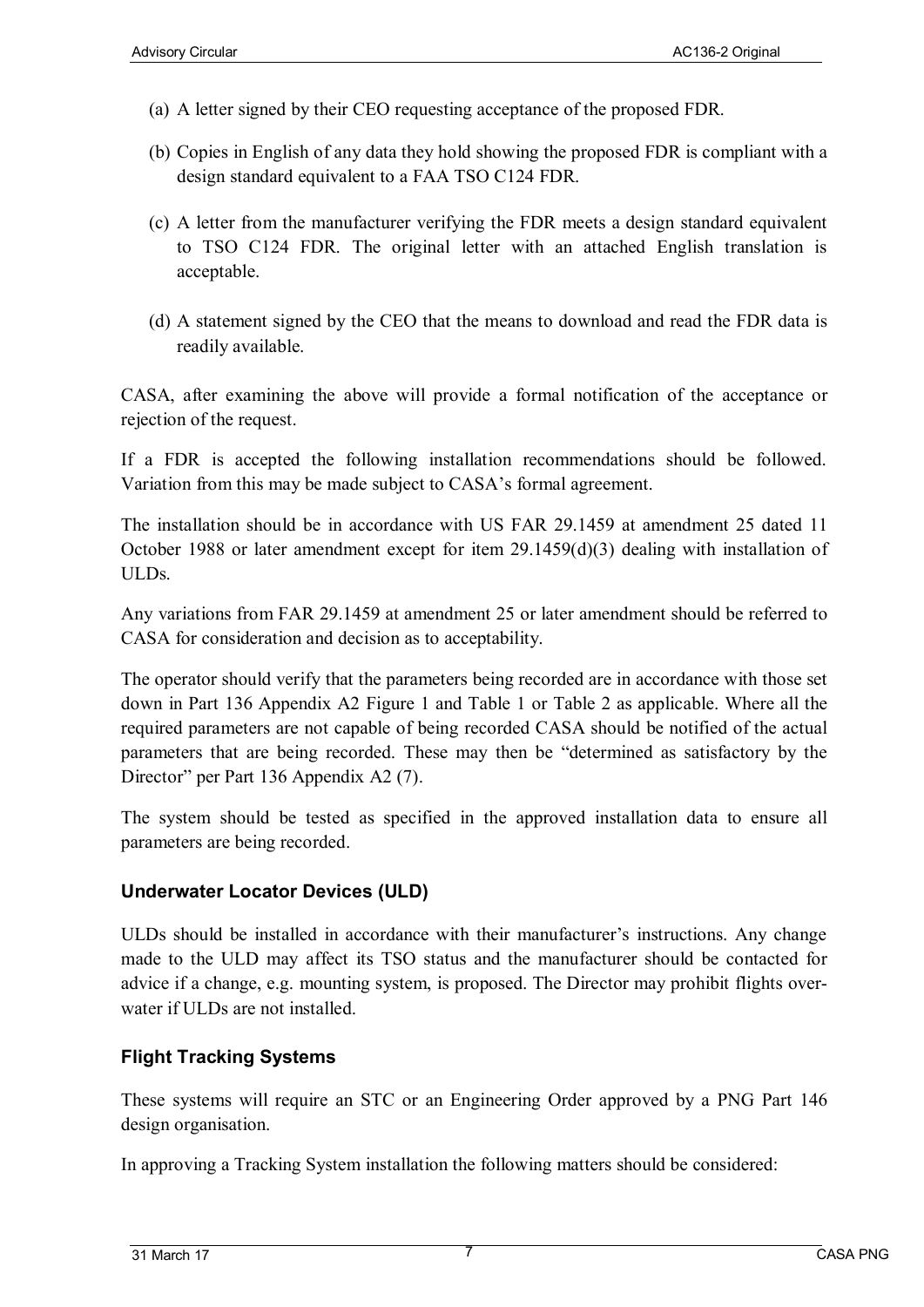(a) A letter signed by their CEO requesting acceptance of the proposed FDR.

(b) Copies in English of any data they hold showing the proposed FDR is compliant with a design standard equivalent to a FAA TSO C124 FDR.

(c) A letter from the manufacturer verifying the FDR meets a design standard equivalent to TSO C124 FDR. The original letter with an attached English translation is acceptable.

(d) A statement signed by the CEO that the means to download and read the FDR data is readily available.

CASA, after examining the above will provide a formal notification of the acceptance or rejection of the request.

If a FDR is accepted the following installation recommendations should be followed. Variation from this may be made subject to CASA's formal agreement.

The installation should be in accordance with US FAR 29.1459 at amendment 25 dated 11 October 1988 or later amendment except for item 29.1459(d)(3) dealing with installation of ULDs.

Any variations from FAR 29.1459 at amendment 25 or later amendment should be referred to CASA for consideration and decision as to acceptability.

The operator should verify that the parameters being recorded are in accordance with those set down in Part 136 Appendix A2 Figure 1 and Table 1 or Table 2 as applicable. Where all the required parameters are not capable of being recorded CASA should be notified of the actual parameters that are being recorded. These may then be "determined as satisfactory by the Director" per Part 136 Appendix A2 (7).

The system should be tested as specified in the approved installation data to ensure all parameters are being recorded.

### Underwater Locator Devices (ULD)

ULDs should be installed in accordance with their manufacturer's instructions. Any change made to the ULD may affect its TSO status and the manufacturer should be contacted for advice if a change, e.g. mounting system, is proposed. The Director may prohibit flights over-water if ULDs are not installed.

### Flight Tracking Systems

These systems will require an STC or an Engineering Order approved by a PNG Part 146 design organisation.

In approving a Tracking System installation the following matters should be considered: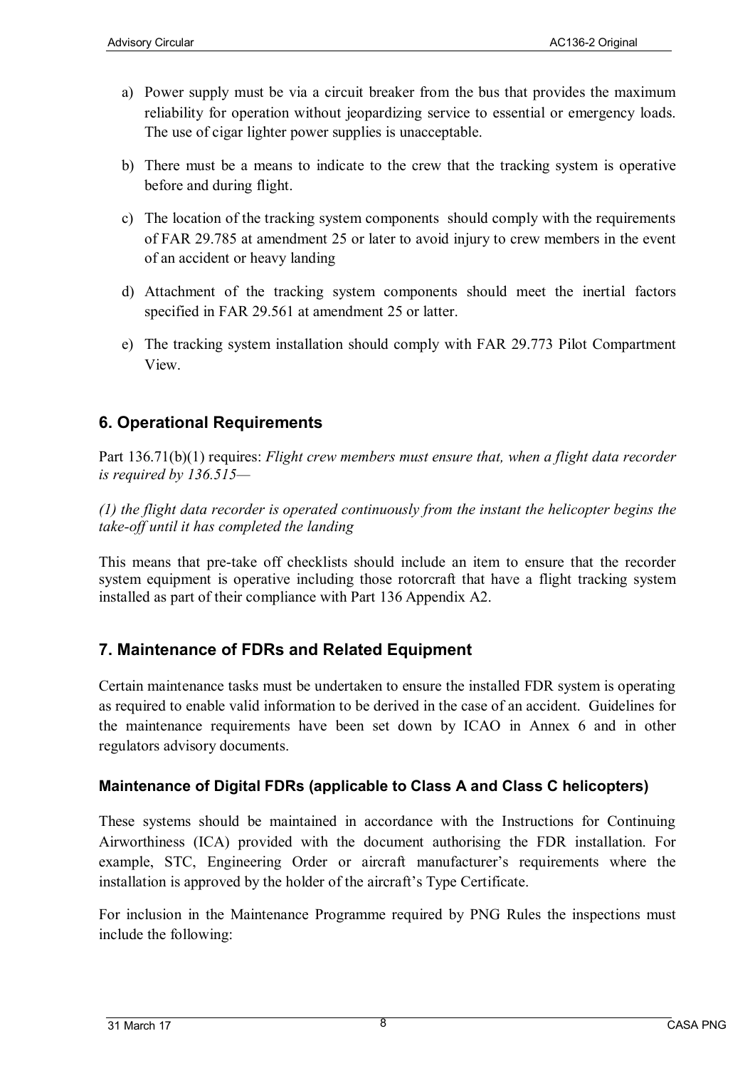a) Power supply must be via a circuit breaker from the bus that provides the maximum reliability for operation without jeopardizing service to essential or emergency loads. The use of cigar lighter power supplies is unacceptable.

b) There must be a means to indicate to the crew that the tracking system is operative before and during flight.

c) The location of the tracking system components should comply with the requirements of FAR 29.785 at amendment 25 or later to avoid injury to crew members in the event of an accident or heavy landing

d) Attachment of the tracking system components should meet the inertial factors specified in FAR 29.561 at amendment 25 or latter.

e) The tracking system installation should comply with FAR 29.773 Pilot Compartment View.

## 6. Operational Requirements

Part 136.71(b)(1) requires: *Flight crew members must ensure that, when a flight data recorder is required by 136.515—*

*(1) the flight data recorder is operated continuously from the instant the helicopter begins the take-off until it has completed the landing*

This means that pre-take off checklists should include an item to ensure that the recorder system equipment is operative including those rotorcraft that have a flight tracking system installed as part of their compliance with Part 136 Appendix A2.

## 7. Maintenance of FDRs and Related Equipment

Certain maintenance tasks must be undertaken to ensure the installed FDR system is operating as required to enable valid information to be derived in the case of an accident. Guidelines for the maintenance requirements have been set down by ICAO in Annex 6 and in other regulators advisory documents.

### Maintenance of Digital FDRs (applicable to Class A and Class C helicopters)

These systems should be maintained in accordance with the Instructions for Continuing Airworthiness (ICA) provided with the document authorising the FDR installation. For example, STC, Engineering Order or aircraft manufacturer's requirements where the installation is approved by the holder of the aircraft's Type Certificate.

For inclusion in the Maintenance Programme required by PNG Rules the inspections must include the following: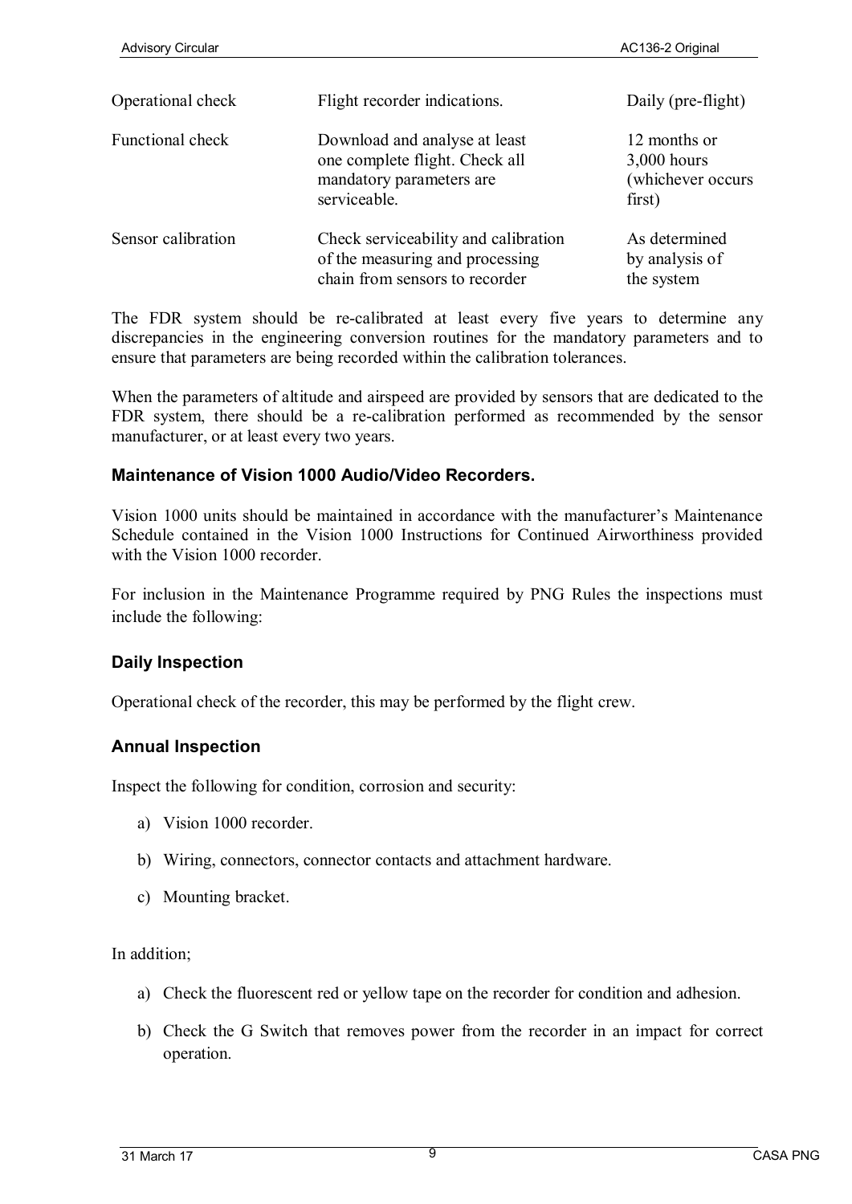| | | |
|---|---|---|
| Operational check | Flight recorder indications. | Daily (pre-flight) |
| Functional check | Download and analyse at least one complete flight. Check all mandatory parameters are serviceable. | 12 months or 3,000 hours (whichever occurs first) |
| Sensor calibration | Check serviceability and calibration of the measuring and processing chain from sensors to recorder | As determined by analysis of the system |

The FDR system should be re-calibrated at least every five years to determine any discrepancies in the engineering conversion routines for the mandatory parameters and to ensure that parameters are being recorded within the calibration tolerances.

When the parameters of altitude and airspeed are provided by sensors that are dedicated to the FDR system, there should be a re-calibration performed as recommended by the sensor manufacturer, or at least every two years.

### Maintenance of Vision 1000 Audio/Video Recorders.

Vision 1000 units should be maintained in accordance with the manufacturer's Maintenance Schedule contained in the Vision 1000 Instructions for Continued Airworthiness provided with the Vision 1000 recorder.

For inclusion in the Maintenance Programme required by PNG Rules the inspections must include the following:

### Daily Inspection

Operational check of the recorder, this may be performed by the flight crew.

### Annual Inspection

Inspect the following for condition, corrosion and security:

a) Vision 1000 recorder.

b) Wiring, connectors, connector contacts and attachment hardware.

c) Mounting bracket.

In addition;

a) Check the fluorescent red or yellow tape on the recorder for condition and adhesion.

b) Check the G Switch that removes power from the recorder in an impact for correct operation.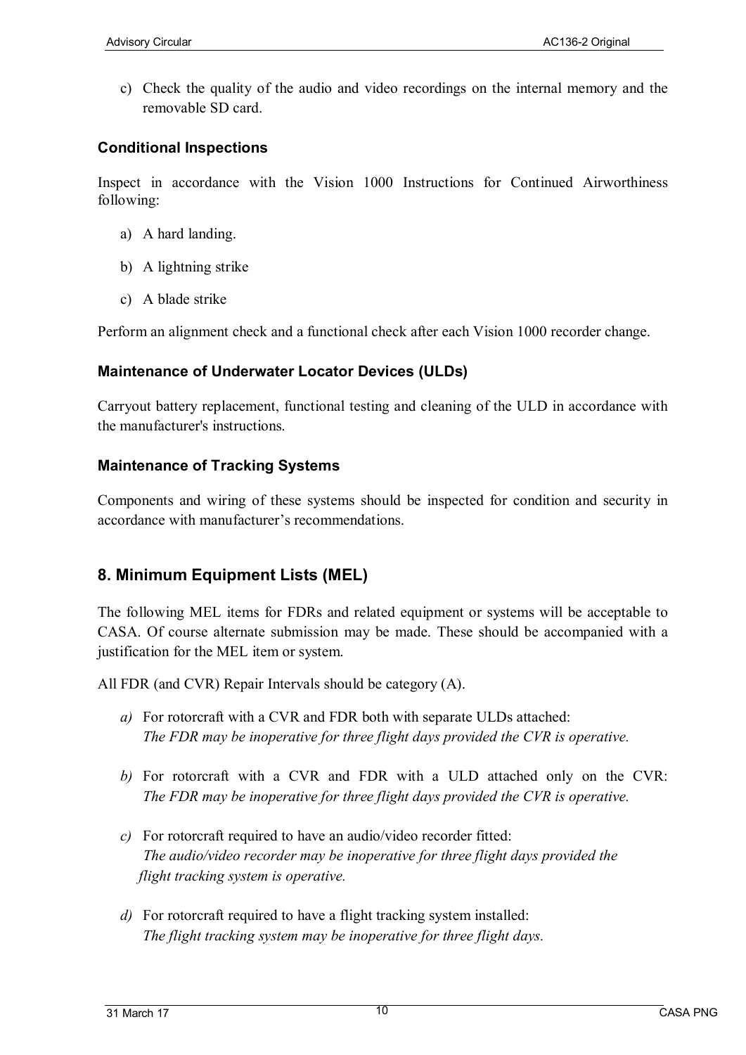c) Check the quality of the audio and video recordings on the internal memory and the removable SD card.

### Conditional Inspections

Inspect in accordance with the Vision 1000 Instructions for Continued Airworthiness following:

a) A hard landing.

b) A lightning strike

c) A blade strike

Perform an alignment check and a functional check after each Vision 1000 recorder change.

### Maintenance of Underwater Locator Devices (ULDs)

Carryout battery replacement, functional testing and cleaning of the ULD in accordance with the manufacturer's instructions.

### Maintenance of Tracking Systems

Components and wiring of these systems should be inspected for condition and security in accordance with manufacturer’s recommendations.

## 8. Minimum Equipment Lists (MEL)

The following MEL items for FDRs and related equipment or systems will be acceptable to CASA. Of course alternate submission may be made. These should be accompanied with a justification for the MEL item or system.

All FDR (and CVR) Repair Intervals should be category (A).

*a)* For rotorcraft with a CVR and FDR both with separate ULDs attached:
*The FDR may be inoperative for three flight days provided the CVR is operative.*

*b)* For rotorcraft with a CVR and FDR with a ULD attached only on the CVR:
*The FDR may be inoperative for three flight days provided the CVR is operative.*

*c)* For rotorcraft required to have an audio/video recorder fitted:
*The audio/video recorder may be inoperative for three flight days provided the flight tracking system is operative.*

*d)* For rotorcraft required to have a flight tracking system installed:
*The flight tracking system may be inoperative for three flight days.*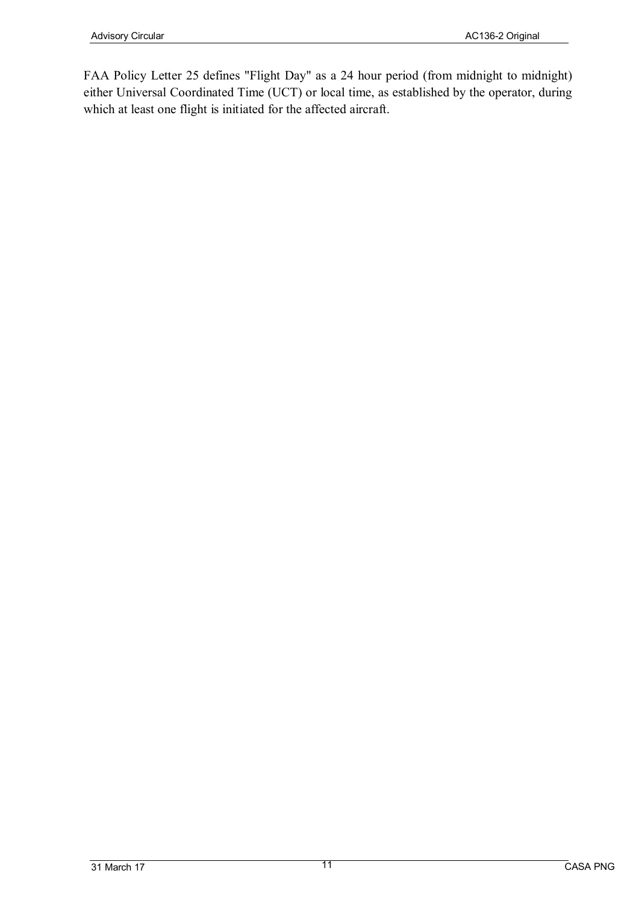FAA Policy Letter 25 defines "Flight Day" as a 24 hour period (from midnight to midnight) either Universal Coordinated Time (UCT) or local time, as established by the operator, during which at least one flight is initiated for the affected aircraft.